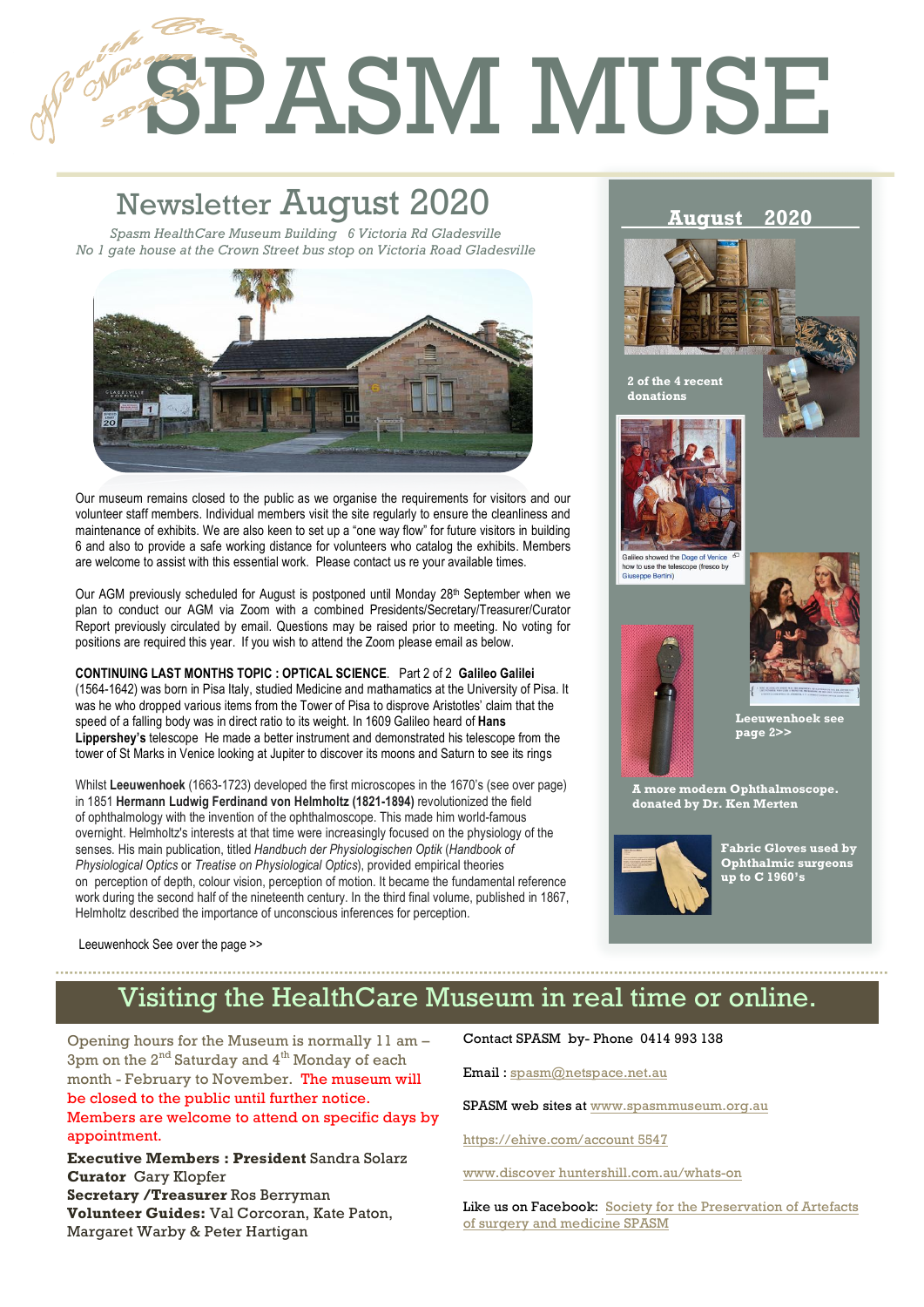# SPASM MUSE

## Newsletter August 2020

*Spasm HealthCare Museum Building 6 Victoria Rd Gladesville*
*No 1 gate house at the Crown Street bus stop on Victoria Road Gladesville*

Our museum remains closed to the public as we organise the requirements for visitors and our volunteer staff members. Individual members visit the site regularly to ensure the cleanliness and maintenance of exhibits. We are also keen to set up a "one way flow" for future visitors in building 6 and also to provide a safe working distance for volunteers who catalog the exhibits. Members are welcome to assist with this essential work. Please contact us re your available times.

Our AGM previously scheduled for August is postponed until Monday 28th September when we plan to conduct our AGM via Zoom with a combined Presidents/Secretary/Treasurer/Curator Report previously circulated by email. Questions may be raised prior to meeting. No voting for positions are required this year. If you wish to attend the Zoom please email as below.

**CONTINUING LAST MONTHS TOPIC : OPTICAL SCIENCE**. Part 2 of 2 **Galileo Galilei** (1564-1642) was born in Pisa Italy, studied Medicine and mathamatics at the University of Pisa. It was he who dropped various items from the Tower of Pisa to disprove Aristotles' claim that the speed of a falling body was in direct ratio to its weight. In 1609 Galileo heard of **Hans Lippershey's** telescope He made a better instrument and demonstrated his telescope from the tower of St Marks in Venice looking at Jupiter to discover its moons and Saturn to see its rings

Whilst **Leeuwenhoek** (1663-1723) developed the first microscopes in the 1670's (see over page) in 1851 **Hermann Ludwig Ferdinand von Helmholtz (1821-1894)** revolutionized the field of ophthalmology with the invention of the ophthalmoscope. This made him world-famous overnight. Helmholtz's interests at that time were increasingly focused on the physiology of the senses. His main publication, titled *Handbuch der Physiologischen Optik* (*Handbook of Physiological Optics* or *Treatise on Physiological Optics*), provided empirical theories on perception of depth, colour vision, perception of motion. It became the fundamental reference work during the second half of the nineteenth century. In the third final volume, published in 1867, Helmholtz described the importance of unconscious inferences for perception.

Leeuwenhock See over the page >>

### August 2020

**2 of the 4 recent donations**

Galileo showed the Doge of Venice how to use the telescope (fresco by Giuseppe Bertini)

**Leeuwenhoek see page 2>>**

**A more modern Ophthalmoscope. donated by Dr. Ken Merten**

**Fabric Gloves used by Ophthalmic surgeons up to C 1960's**

## Visiting the HealthCare Museum in real time or online.

Opening hours for the Museum is normally 11 am – 3pm on the 2nd Saturday and 4th Monday of each month - February to November. The museum will be closed to the public until further notice. Members are welcome to attend on specific days by appointment.

**Executive Members : President** Sandra Solarz
**Curator** Gary Klopfer
**Secretary /Treasurer** Ros Berryman
**Volunteer Guides:** Val Corcoran, Kate Paton, Margaret Warby & Peter Hartigan

Contact SPASM by- Phone 0414 993 138

Email : spasm@netspace.net.au

SPASM web sites at www.spasmmuseum.org.au

https://ehive.com/account 5547

www.discover huntershill.com.au/whats-on

Like us on Facebook: Society for the Preservation of Artefacts of surgery and medicine SPASM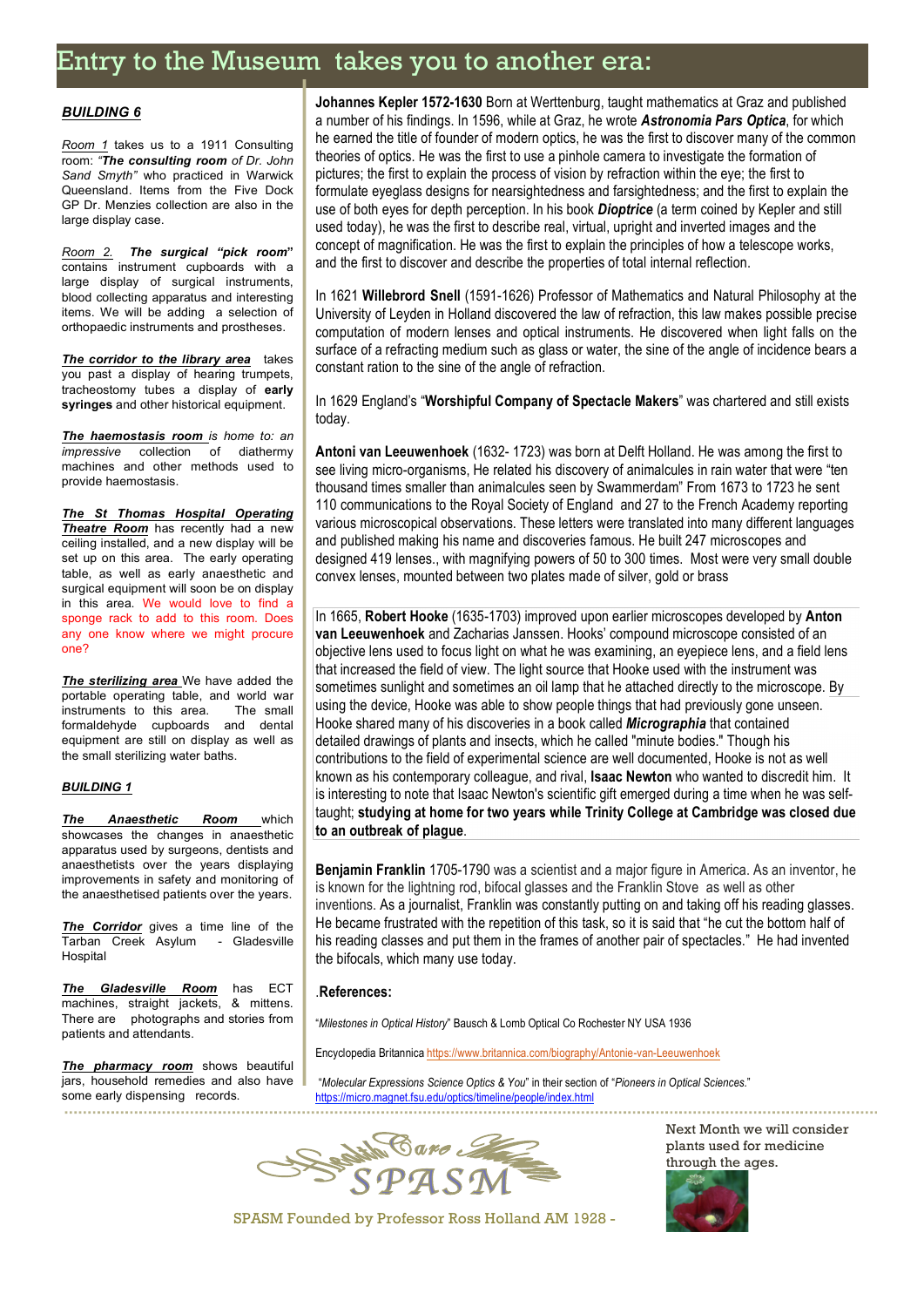# Entry to the Museum takes you to another era:

***BUILDING 6***

Room 1 takes us to a 1911 Consulting room: *"**The consulting room** of Dr. John Sand Smyth"* who practiced in Warwick Queensland. Items from the Five Dock GP Dr. Menzies collection are also in the large display case.

Room 2. ***The surgical "pick room"*** contains instrument cupboards with a large display of surgical instruments, blood collecting apparatus and interesting items. We will be adding a selection of orthopaedic instruments and prostheses.

***The corridor to the library area*** takes you past a display of hearing trumpets, tracheostomy tubes a display of **early syringes** and other historical equipment.

***The haemostasis room*** *is home to: an impressive collection of* diathermy machines and other methods used to provide haemostasis.

***The St Thomas Hospital Operating Theatre Room*** has recently had a new ceiling installed, and a new display will be set up on this area. The early operating table, as well as early anaesthetic and surgical equipment will soon be on display in this area. We would love to find a sponge rack to add to this room. Does any one know where we might procure one?

***The sterilizing area*** We have added the portable operating table, and world war instruments to this area. The small formaldehyde cupboards and dental equipment are still on display as well as the small sterilizing water baths.

***BUILDING 1***

***The Anaesthetic Room*** which showcases the changes in anaesthetic apparatus used by surgeons, dentists and anaesthetists over the years displaying improvements in safety and monitoring of the anaesthetised patients over the years.

***The Corridor*** gives a time line of the Tarban Creek Asylum - Gladesville Hospital

***The Gladesville Room*** has ECT machines, straight jackets, & mittens. There are photographs and stories from patients and attendants.

***The pharmacy room*** shows beautiful jars, household remedies and also have some early dispensing records.

**Johannes Kepler 1572-1630** Born at Werttenburg, taught mathematics at Graz and published a number of his findings. In 1596, while at Graz, he wrote ***Astronomia Pars Optica***, for which he earned the title of founder of modern optics, he was the first to discover many of the common theories of optics. He was the first to use a pinhole camera to investigate the formation of pictures; the first to explain the process of vision by refraction within the eye; the first to formulate eyeglass designs for nearsightedness and farsightedness; and the first to explain the use of both eyes for depth perception. In his book ***Dioptrice*** (a term coined by Kepler and still used today), he was the first to describe real, virtual, upright and inverted images and the concept of magnification. He was the first to explain the principles of how a telescope works, and the first to discover and describe the properties of total internal reflection.

In 1621 **Willebrord Snell** (1591-1626) Professor of Mathematics and Natural Philosophy at the University of Leyden in Holland discovered the law of refraction, this law makes possible precise computation of modern lenses and optical instruments. He discovered when light falls on the surface of a refracting medium such as glass or water, the sine of the angle of incidence bears a constant ration to the sine of the angle of refraction.

In 1629 England's "**Worshipful Company of Spectacle Makers**" was chartered and still exists today.

**Antoni van Leeuwenhoek** (1632- 1723) was born at Delft Holland. He was among the first to see living micro-organisms, He related his discovery of animalcules in rain water that were "ten thousand times smaller than animalcules seen by Swammerdam" From 1673 to 1723 he sent 110 communications to the Royal Society of England and 27 to the French Academy reporting various microscopical observations. These letters were translated into many different languages and published making his name and discoveries famous. He built 247 microscopes and designed 419 lenses., with magnifying powers of 50 to 300 times. Most were very small double convex lenses, mounted between two plates made of silver, gold or brass

In 1665, **Robert Hooke** (1635-1703) improved upon earlier microscopes developed by **Anton van Leeuwenhoek** and Zacharias Janssen. Hooks' compound microscope consisted of an objective lens used to focus light on what he was examining, an eyepiece lens, and a field lens that increased the field of view. The light source that Hooke used with the instrument was sometimes sunlight and sometimes an oil lamp that he attached directly to the microscope. By using the device, Hooke was able to show people things that had previously gone unseen. Hooke shared many of his discoveries in a book called ***Micrographia*** that contained detailed drawings of plants and insects, which he called "minute bodies." Though his contributions to the field of experimental science are well documented, Hooke is not as well known as his contemporary colleague, and rival, **Isaac Newton** who wanted to discredit him. It is interesting to note that Isaac Newton's scientific gift emerged during a time when he was self-taught; **studying at home for two years while Trinity College at Cambridge was closed due to an outbreak of plague**.

**Benjamin Franklin** 1705-1790 was a scientist and a major figure in America. As an inventor, he is known for the lightning rod, bifocal glasses and the Franklin Stove as well as other inventions. As a journalist, Franklin was constantly putting on and taking off his reading glasses. He became frustrated with the repetition of this task, so it is said that "he cut the bottom half of his reading classes and put them in the frames of another pair of spectacles." He had invented the bifocals, which many use today.

.**References:**

"*Milestones in Optical History*" Bausch & Lomb Optical Co Rochester NY USA 1936

Encyclopedia Britannica https://www.britannica.com/biography/Antonie-van-Leeuwenhoek

"*Molecular Expressions Science Optics & You*" in their section of "*Pioneers in Optical Sciences.*" https://micro.magnet.fsu.edu/optics/timeline/people/index.html

Health Care SPASM

SPASM Founded by Professor Ross Holland AM 1928 -

Next Month we will consider plants used for medicine through the ages.